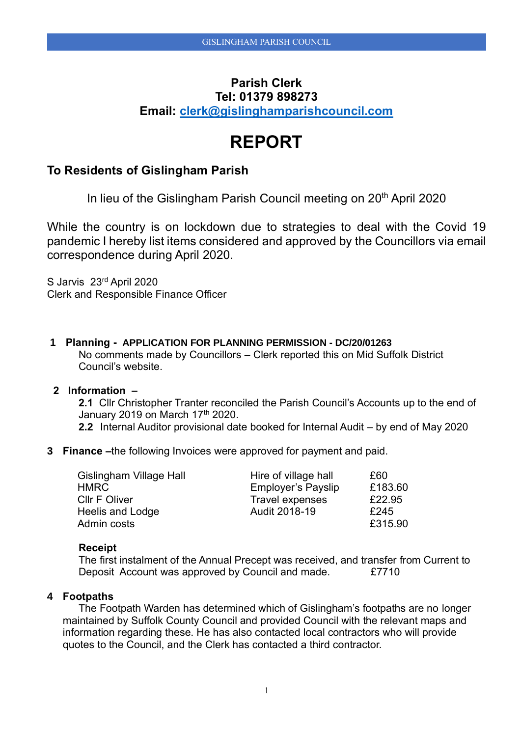**Parish Clerk**
**Tel: 01379 898273**
**Email: clerk@gislinghamparishcouncil.com**

# REPORT

## To Residents of Gislingham Parish

In lieu of the Gislingham Parish Council meeting on 20th April 2020

While the country is on lockdown due to strategies to deal with the Covid 19 pandemic I hereby list items considered and approved by the Councillors via email correspondence during April 2020.

S Jarvis 23rd April 2020
Clerk and Responsible Finance Officer

**1 Planning - APPLICATION FOR PLANNING PERMISSION - DC/20/01263**

No comments made by Councillors – Clerk reported this on Mid Suffolk District Council's website.

**2 Information –**

**2.1** Cllr Christopher Tranter reconciled the Parish Council's Accounts up to the end of January 2019 on March 17th 2020.

**2.2** Internal Auditor provisional date booked for Internal Audit – by end of May 2020

**3 Finance –**the following Invoices were approved for payment and paid.

| | | |
|---|---|---|
| Gislingham Village Hall | Hire of village hall | £60 |
| HMRC | Employer's Payslip | £183.60 |
| Cllr F Oliver | Travel expenses | £22.95 |
| Heelis and Lodge | Audit 2018-19 | £245 |
| Admin costs | | £315.90 |

**Receipt**

The first instalment of the Annual Precept was received, and transfer from Current to Deposit Account was approved by Council and made. £7710

**4 Footpaths**

The Footpath Warden has determined which of Gislingham's footpaths are no longer maintained by Suffolk County Council and provided Council with the relevant maps and information regarding these. He has also contacted local contractors who will provide quotes to the Council, and the Clerk has contacted a third contractor.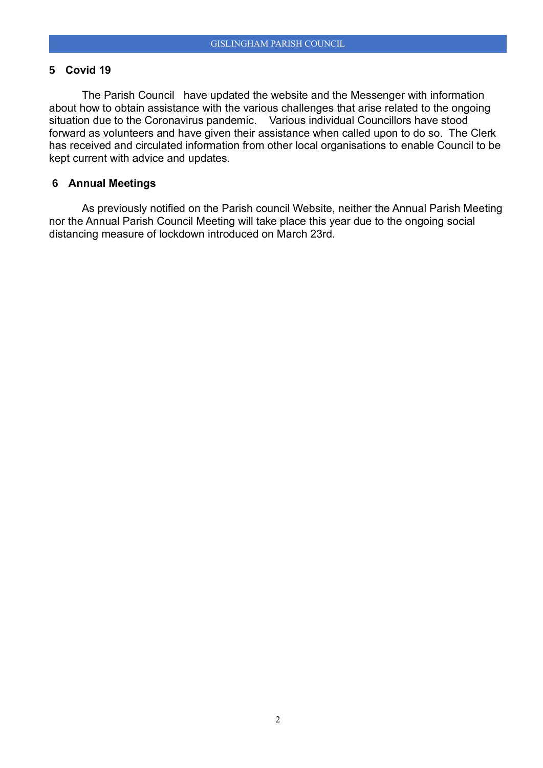## 5 Covid 19

The Parish Council have updated the website and the Messenger with information about how to obtain assistance with the various challenges that arise related to the ongoing situation due to the Coronavirus pandemic. Various individual Councillors have stood forward as volunteers and have given their assistance when called upon to do so. The Clerk has received and circulated information from other local organisations to enable Council to be kept current with advice and updates.

## 6 Annual Meetings

As previously notified on the Parish council Website, neither the Annual Parish Meeting nor the Annual Parish Council Meeting will take place this year due to the ongoing social distancing measure of lockdown introduced on March 23rd.